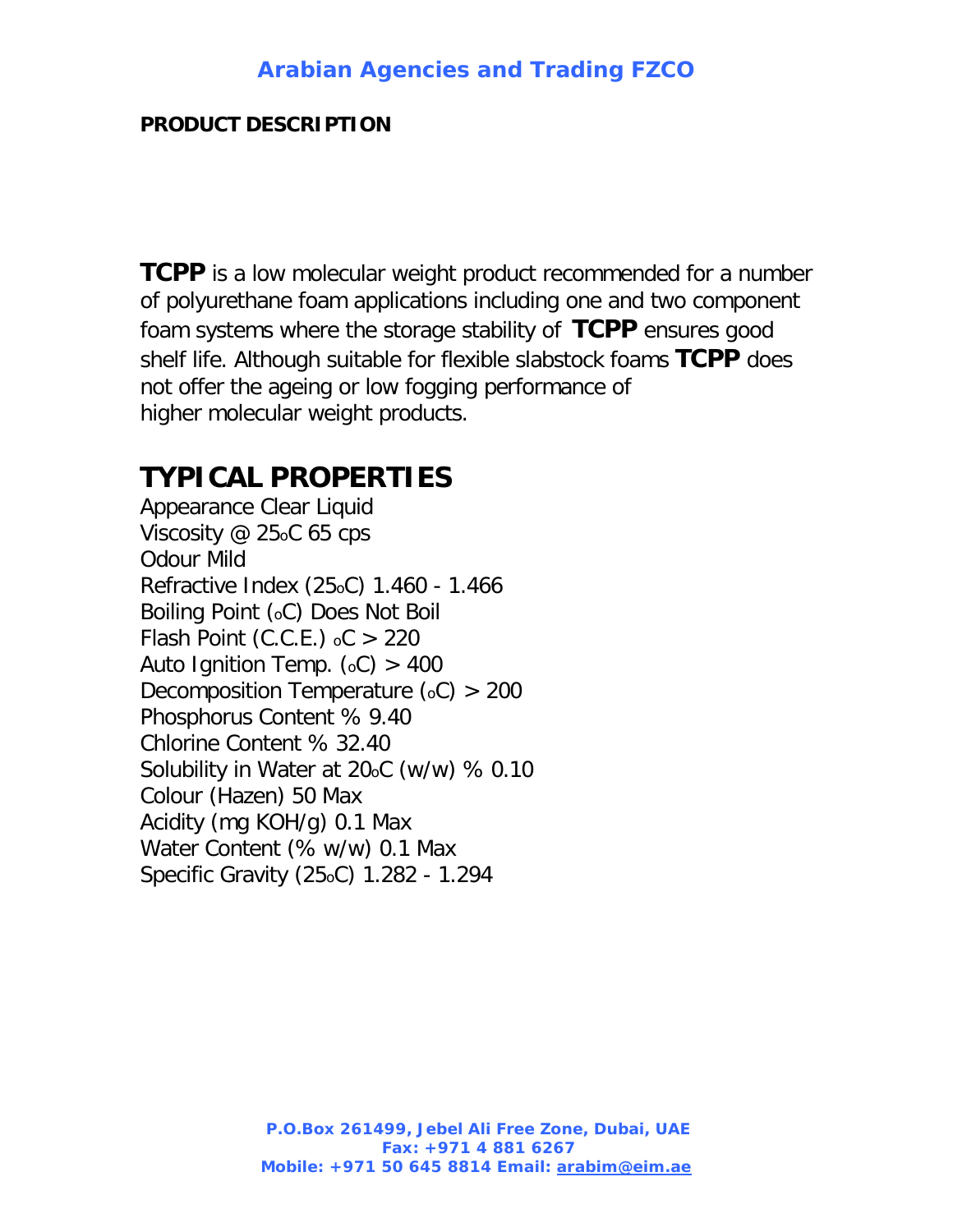# Arabian Agencies and Trading FZCO

**PRODUCT DESCRIPTION**

**TCPP** is a low molecular weight product recommended for a number of polyurethane foam applications including one and two component foam systems where the storage stability of **TCPP** ensures good shelf life. Although suitable for flexible slabstock foams **TCPP** does not offer the ageing or low fogging performance of higher molecular weight products.

## TYPICAL PROPERTIES

Appearance Clear Liquid
Viscosity @ 25oC 65 cps
Odour Mild
Refractive Index (25oC) 1.460 - 1.466
Boiling Point (oC) Does Not Boil
Flash Point (C.C.E.) oC > 220
Auto Ignition Temp. (oC) > 400
Decomposition Temperature (oC) > 200
Phosphorus Content % 9.40
Chlorine Content % 32.40
Solubility in Water at 20oC (w/w) % 0.10
Colour (Hazen) 50 Max
Acidity (mg KOH/g) 0.1 Max
Water Content (% w/w) 0.1 Max
Specific Gravity (25oC) 1.282 - 1.294

**P.O.Box 261499, Jebel Ali Free Zone, Dubai, UAE**
**Fax: +971 4 881 6267**
**Mobile: +971 50 645 8814 Email: arabim@eim.ae**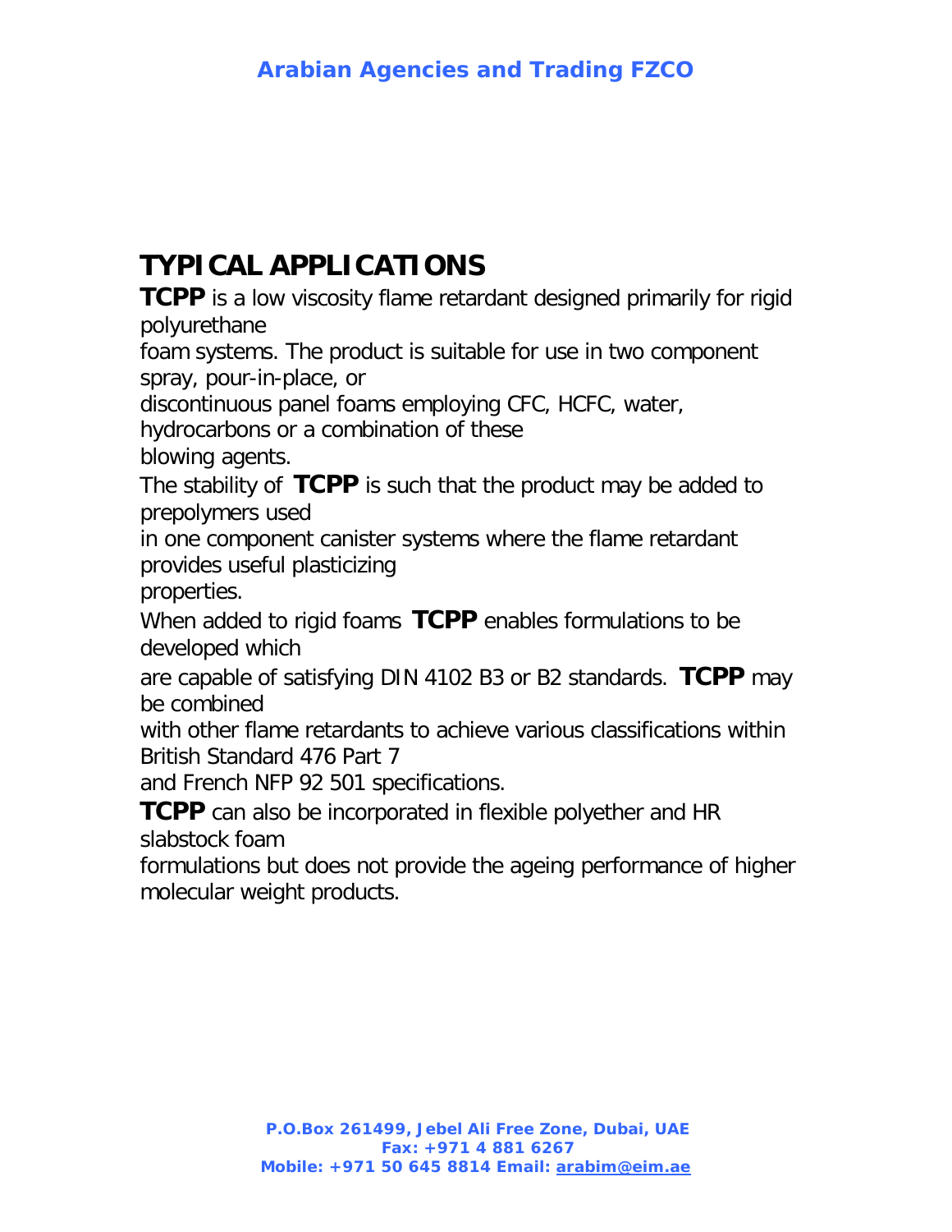## TYPICAL APPLICATIONS

**TCPP** is a low viscosity flame retardant designed primarily for rigid polyurethane foam systems. The product is suitable for use in two component spray, pour-in-place, or discontinuous panel foams employing CFC, HCFC, water, hydrocarbons or a combination of these blowing agents.

The stability of **TCPP** is such that the product may be added to prepolymers used in one component canister systems where the flame retardant provides useful plasticizing properties.

When added to rigid foams **TCPP** enables formulations to be developed which are capable of satisfying DIN 4102 B3 or B2 standards. **TCPP** may be combined with other flame retardants to achieve various classifications within British Standard 476 Part 7 and French NFP 92 501 specifications.

**TCPP** can also be incorporated in flexible polyether and HR slabstock foam formulations but does not provide the ageing performance of higher molecular weight products.